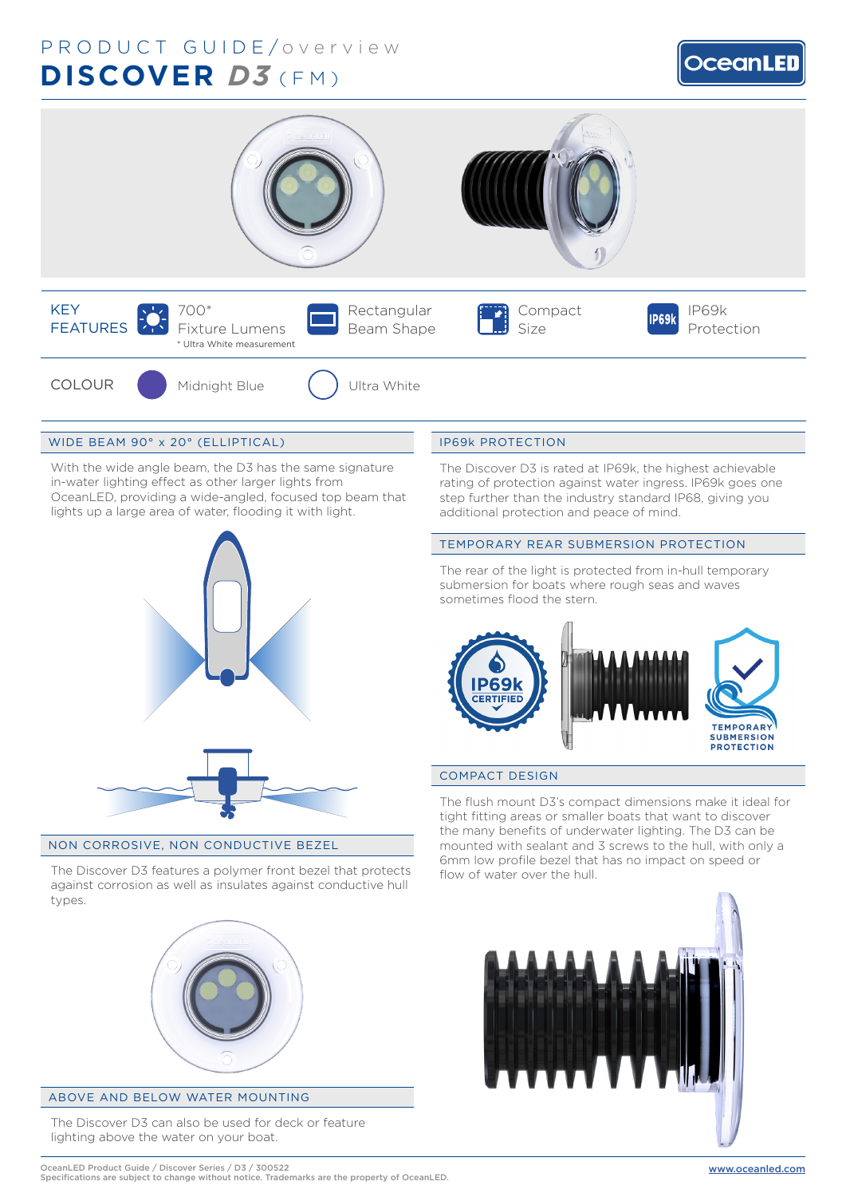# PRODUCT GUIDE/overview

# DISCOVER *D3* (FM)

| KEY FEATURES | 700* Fixture Lumens | Rectangular Beam Shape | Compact Size | IP69k Protection |
|---|---|---|---|---|

* Ultra White measurement

**COLOUR**: Midnight Blue, Ultra White

## WIDE BEAM 90° x 20° (ELLIPTICAL)

With the wide angle beam, the D3 has the same signature in-water lighting effect as other larger lights from OceanLED, providing a wide-angled, focused top beam that lights up a large area of water, flooding it with light.

## NON CORROSIVE, NON CONDUCTIVE BEZEL

The Discover D3 features a polymer front bezel that protects against corrosion as well as insulates against conductive hull types.

## ABOVE AND BELOW WATER MOUNTING

The Discover D3 can also be used for deck or feature lighting above the water on your boat.

## IP69k PROTECTION

The Discover D3 is rated at IP69k, the highest achievable rating of protection against water ingress. IP69k goes one step further than the industry standard IP68, giving you additional protection and peace of mind.

## TEMPORARY REAR SUBMERSION PROTECTION

The rear of the light is protected from in-hull temporary submersion for boats where rough seas and waves sometimes flood the stern.

IP69k CERTIFIED

TEMPORARY SUBMERSION PROTECTION

## COMPACT DESIGN

The flush mount D3's compact dimensions make it ideal for tight fitting areas or smaller boats that want to discover the many benefits of underwater lighting. The D3 can be mounted with sealant and 3 screws to the hull, with only a 6mm low profile bezel that has no impact on speed or flow of water over the hull.

OceanLED Product Guide / Discover Series / D3 / 300522
Specifications are subject to change without notice. Trademarks are the property of OceanLED.

www.oceanled.com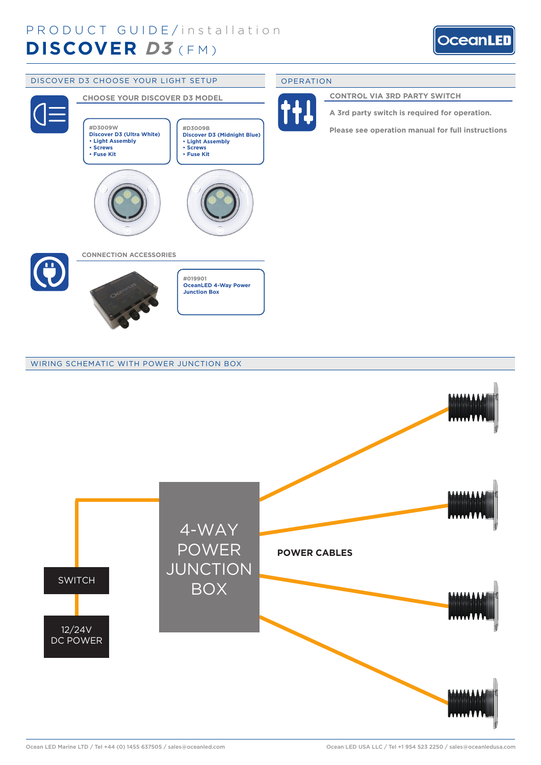# PRODUCT GUIDE/installation

# DISCOVER D3 (FM)

## DISCOVER D3 CHOOSE YOUR LIGHT SETUP

### CHOOSE YOUR DISCOVER D3 MODEL

**#D3009W**
**Discover D3 (Ultra White)**
- Light Assembly
- Screws
- Fuse Kit

**#D3009B**
**Discover D3 (Midnight Blue)**
- Light Assembly
- Screws
- Fuse Kit

### CONNECTION ACCESSORIES

**#019901**
**OceanLED 4-Way Power Junction Box**

## OPERATION

### CONTROL VIA 3RD PARTY SWITCH

**A 3rd party switch is required for operation.**

**Please see operation manual for full instructions**

## WIRING SCHEMATIC WITH POWER JUNCTION BOX

4-WAY POWER JUNCTION BOX

POWER CABLES

SWITCH

12/24V DC POWER

Ocean LED Marine LTD / Tel +44 (0) 1455 637505 / sales@oceanled.com

Ocean LED USA LLC / Tel +1 954 523 2250 / sales@oceanledusa.com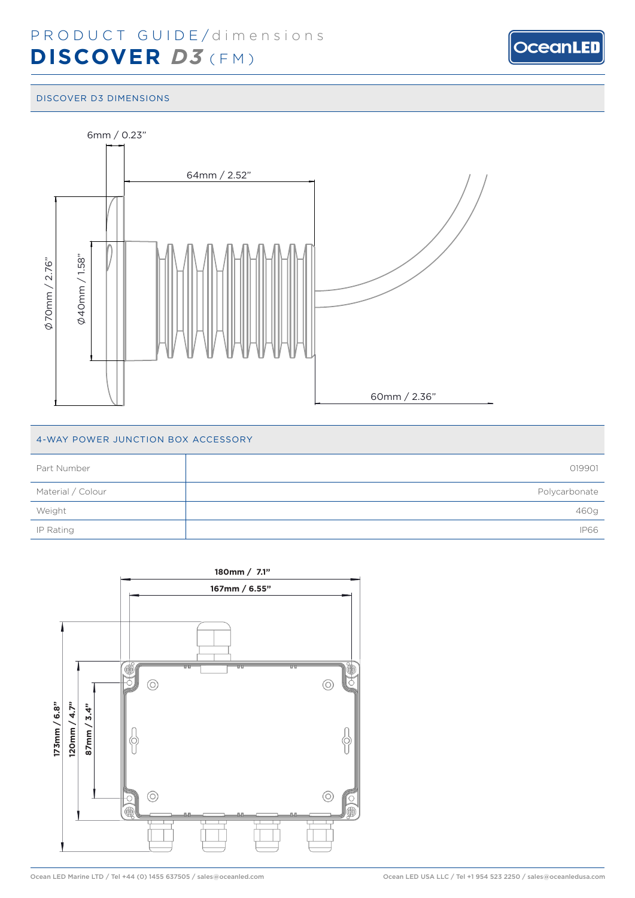# PRODUCT GUIDE/dimensions
# DISCOVER *D3* (FM)

## DISCOVER D3 DIMENSIONS

6mm / 0.23"

64mm / 2.52"

Ø70mm / 2.76"

Ø40mm / 1.58"

60mm / 2.36"

## 4-WAY POWER JUNCTION BOX ACCESSORY

| | |
|---|---|
| Part Number | 019901 |
| Material / Colour | Polycarbonate |
| Weight | 460g |
| IP Rating | IP66 |

**180mm / 7.1"**

**167mm / 6.55"**

**173mm / 6.8"**

**120mm / 4.7"**

**87mm / 3.4"**

Ocean LED Marine LTD / Tel +44 (0) 1455 637505 / sales@oceanled.com

Ocean LED USA LLC / Tel +1 954 523 2250 / sales@oceanledusa.com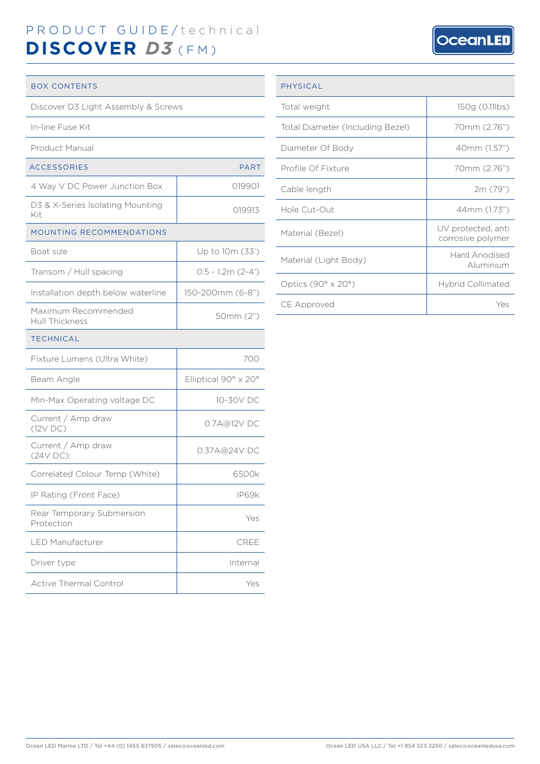# PRODUCT GUIDE/technical

# DISCOVER *D3* (FM)

| BOX CONTENTS | |
|---|---|
| Discover D3 Light Assembly & Screws | |
| In-line Fuse Kit | |
| Product Manual | |

| ACCESSORIES | PART |
|---|---|
| 4 Way V DC Power Junction Box | 019901 |
| D3 & X-Series Isolating Mounting Kit | 019913 |

| MOUNTING RECOMMENDATIONS | |
|---|---|
| Boat size | Up to 10m (33') |
| Transom / Hull spacing | 0.5 - 1.2m (2-4') |
| Installation depth below waterline | 150-200mm (6-8") |
| Maximum Recommended Hull Thickness | 50mm (2") |

| TECHNICAL | |
|---|---|
| Fixture Lumens (Ultra White) | 700 |
| Beam Angle | Elliptical 90° x 20° |
| Min-Max Operating voltage DC | 10-30V DC |
| Current / Amp draw (12V DC) | 0.7A@12V DC |
| Current / Amp draw (24V DC): | 0.37A@24V DC |
| Correlated Colour Temp (White) | 6500k |
| IP Rating (Front Face) | IP69k |
| Rear Temporary Submersion Protection | Yes |
| LED Manufacturer | CREE |
| Driver type | Internal |
| Active Thermal Control | Yes |

| PHYSICAL | |
|---|---|
| Total weight | 150g (0.11lbs) |
| Total Diameter (Including Bezel) | 70mm (2.76") |
| Diameter Of Body | 40mm (1.57") |
| Profile Of Fixture | 70mm (2.76") |
| Cable length | 2m (79") |
| Hole Cut-Out | 44mm (1.73") |
| Material (Bezel) | UV protected, anti corrosive polymer |
| Material (Light Body) | Hard Anodised Aluminium |
| Optics (90° x 20°) | Hybrid Collimated |
| CE Approved | Yes |

Ocean LED Marine LTD / Tel +44 (0) 1455 637505 / sales@oceanled.com

Ocean LED USA LLC / Tel +1 954 523 2250 / sales@oceanledusa.com